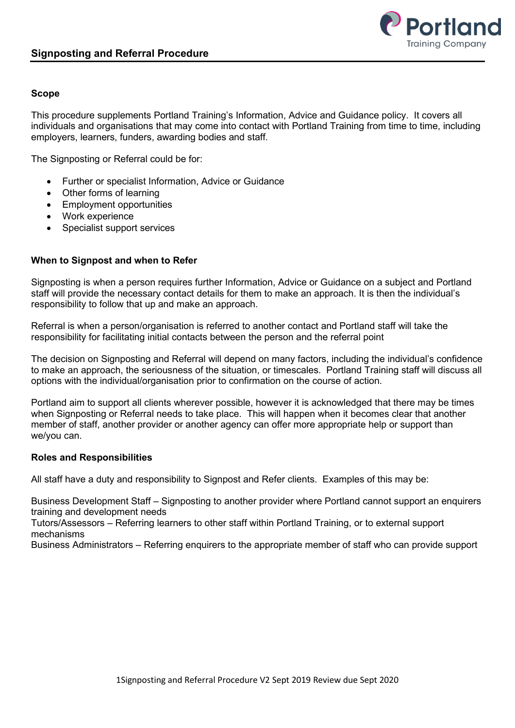# Signposting and Referral Procedure

### Scope

This procedure supplements Portland Training's Information, Advice and Guidance policy. It covers all individuals and organisations that may come into contact with Portland Training from time to time, including employers, learners, funders, awarding bodies and staff.

The Signposting or Referral could be for:

- Further or specialist Information, Advice or Guidance
- Other forms of learning
- Employment opportunities
- Work experience
- Specialist support services

### When to Signpost and when to Refer

Signposting is when a person requires further Information, Advice or Guidance on a subject and Portland staff will provide the necessary contact details for them to make an approach. It is then the individual's responsibility to follow that up and make an approach.

Referral is when a person/organisation is referred to another contact and Portland staff will take the responsibility for facilitating initial contacts between the person and the referral point

The decision on Signposting and Referral will depend on many factors, including the individual's confidence to make an approach, the seriousness of the situation, or timescales. Portland Training staff will discuss all options with the individual/organisation prior to confirmation on the course of action.

Portland aim to support all clients wherever possible, however it is acknowledged that there may be times when Signposting or Referral needs to take place. This will happen when it becomes clear that another member of staff, another provider or another agency can offer more appropriate help or support than we/you can.

### Roles and Responsibilities

All staff have a duty and responsibility to Signpost and Refer clients. Examples of this may be:

Business Development Staff – Signposting to another provider where Portland cannot support an enquirers training and development needs
Tutors/Assessors – Referring learners to other staff within Portland Training, or to external support mechanisms
Business Administrators – Referring enquirers to the appropriate member of staff who can provide support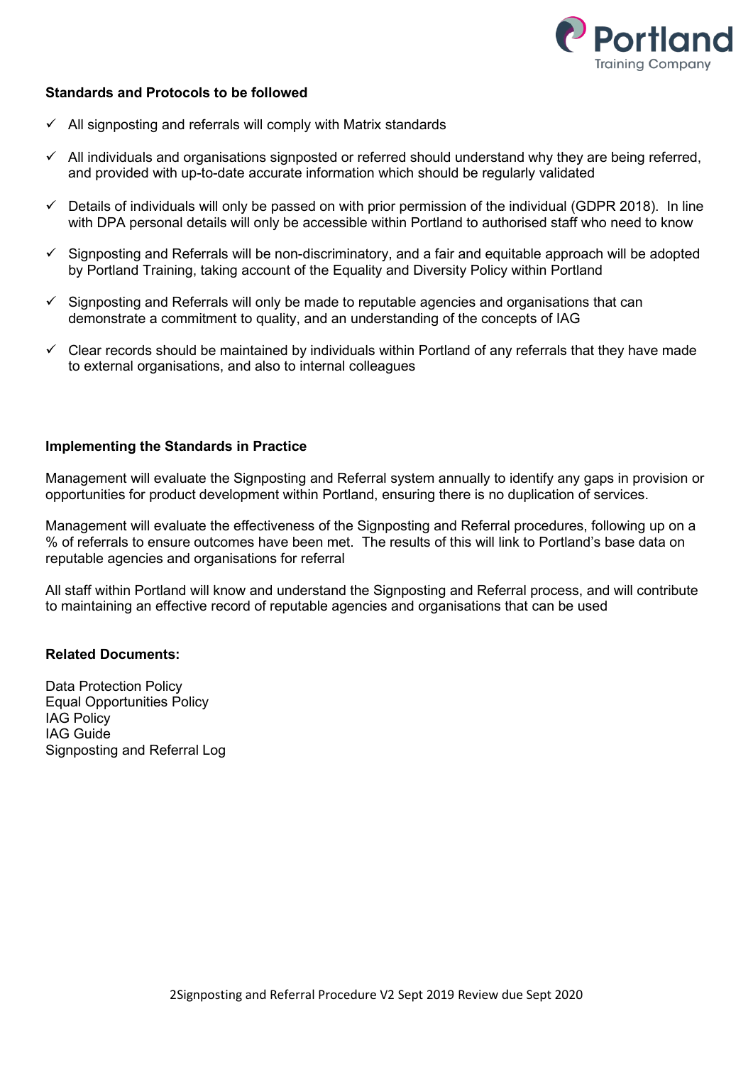**Standards and Protocols to be followed**

- ✓ All signposting and referrals will comply with Matrix standards
- ✓ All individuals and organisations signposted or referred should understand why they are being referred, and provided with up-to-date accurate information which should be regularly validated
- ✓ Details of individuals will only be passed on with prior permission of the individual (GDPR 2018). In line with DPA personal details will only be accessible within Portland to authorised staff who need to know
- ✓ Signposting and Referrals will be non-discriminatory, and a fair and equitable approach will be adopted by Portland Training, taking account of the Equality and Diversity Policy within Portland
- ✓ Signposting and Referrals will only be made to reputable agencies and organisations that can demonstrate a commitment to quality, and an understanding of the concepts of IAG
- ✓ Clear records should be maintained by individuals within Portland of any referrals that they have made to external organisations, and also to internal colleagues

**Implementing the Standards in Practice**

Management will evaluate the Signposting and Referral system annually to identify any gaps in provision or opportunities for product development within Portland, ensuring there is no duplication of services.

Management will evaluate the effectiveness of the Signposting and Referral procedures, following up on a % of referrals to ensure outcomes have been met. The results of this will link to Portland's base data on reputable agencies and organisations for referral

All staff within Portland will know and understand the Signposting and Referral process, and will contribute to maintaining an effective record of reputable agencies and organisations that can be used

**Related Documents:**

Data Protection Policy
Equal Opportunities Policy
IAG Policy
IAG Guide
Signposting and Referral Log